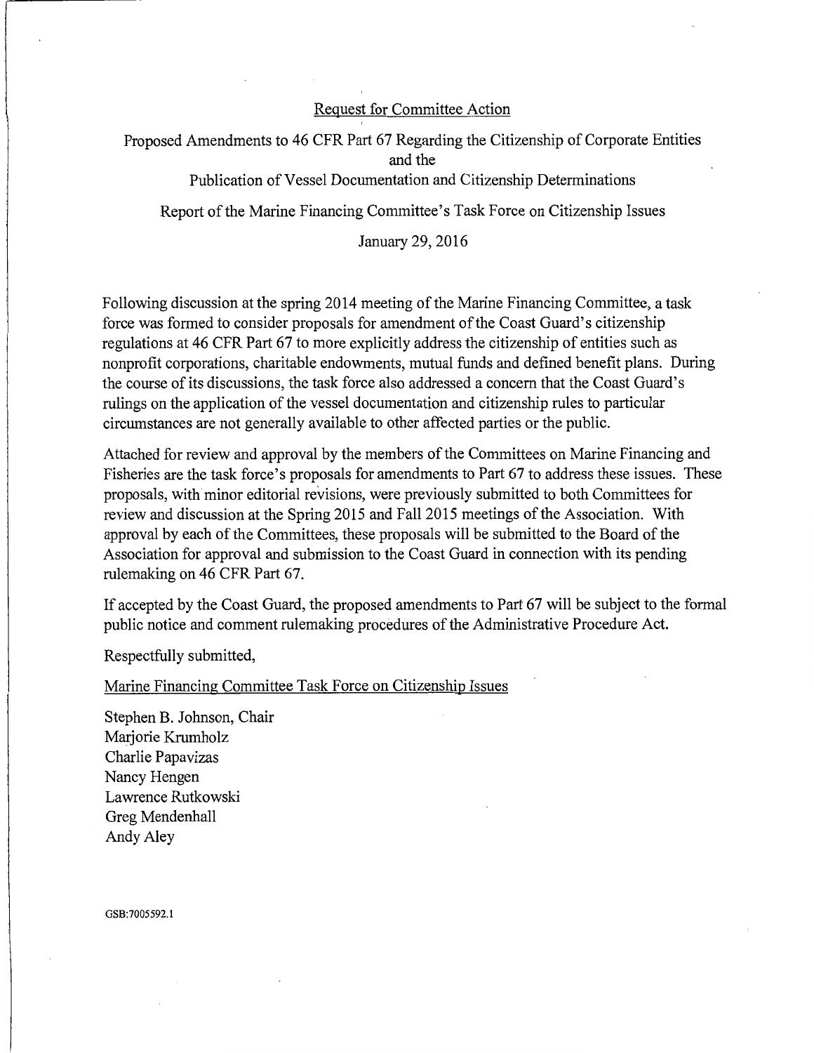Request for Committee Action

Proposed Amendments to 46 CFR Part 67 Regarding the Citizenship of Corporate Entities and the Publication of Vessel Documentation and Citizenship Determinations

Report of the Marine Financing Committee's Task Force on Citizenship Issues

January 29, 2016

Following discussion at the spring 2014 meeting of the Marine Financing Committee, a task force was formed to consider proposals for amendment of the Coast Guard's citizenship regulations at 46 CFR Part 67 to more explicitly address the citizenship of entities such as nonprofit corporations, charitable endowments, mutual funds and defined benefit plans. During the course of its discussions, the task force also addressed a concern that the Coast Guard's rulings on the application of the vessel documentation and citizenship rules to particular circumstances are not generally available to other affected parties or the public.

Attached for review and approval by the members of the Committees on Marine Financing and Fisheries are the task force's proposals for amendments to Part 67 to address these issues. These proposals, with minor editorial revisions, were previously submitted to both Committees for review and discussion at the Spring 2015 and Fall 2015 meetings of the Association. With approval by each of the Committees, these proposals will be submitted to the Board of the Association for approval and submission to the Coast Guard in connection with its pending rulemaking on 46 CFR Part 67.

If accepted by the Coast Guard, the proposed amendments to Part 67 will be subject to the formal public notice and comment rulemaking procedures of the Administrative Procedure Act.

Respectfully submitted,

Marine Financing Committee Task Force on Citizenship Issues

Stephen B. Johnson, Chair
Marjorie Krumholz
Charlie Papavizas
Nancy Hengen
Lawrence Rutkowski
Greg Mendenhall
Andy Aley

GSB:7005592.1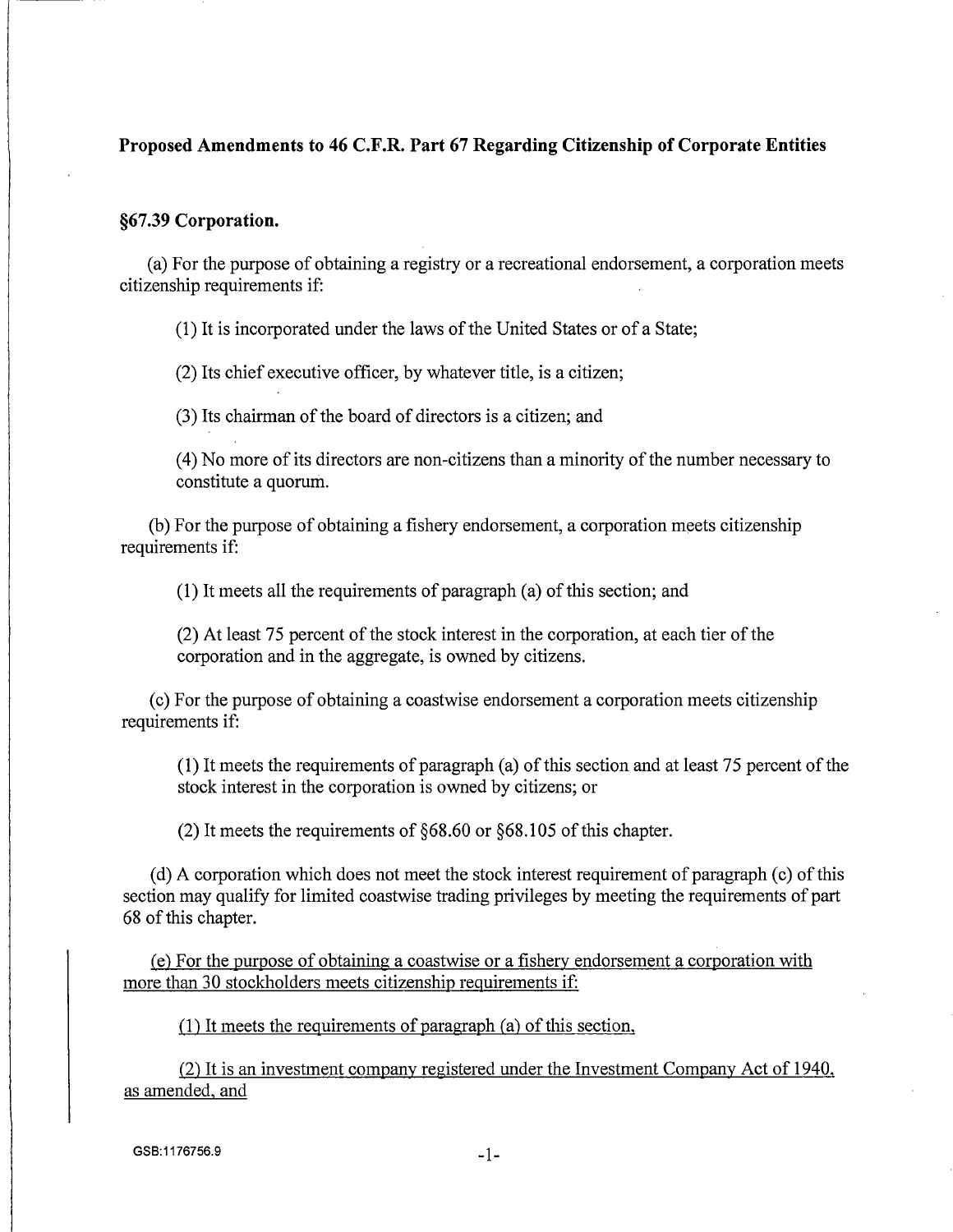**Proposed Amendments to 46 C.F.R. Part 67 Regarding Citizenship of Corporate Entities**

**§67.39 Corporation.**

(a) For the purpose of obtaining a registry or a recreational endorsement, a corporation meets citizenship requirements if:

(1) It is incorporated under the laws of the United States or of a State;

(2) Its chief executive officer, by whatever title, is a citizen;

(3) Its chairman of the board of directors is a citizen; and

(4) No more of its directors are non-citizens than a minority of the number necessary to constitute a quorum.

(b) For the purpose of obtaining a fishery endorsement, a corporation meets citizenship requirements if:

(1) It meets all the requirements of paragraph (a) of this section; and

(2) At least 75 percent of the stock interest in the corporation, at each tier of the corporation and in the aggregate, is owned by citizens.

(c) For the purpose of obtaining a coastwise endorsement a corporation meets citizenship requirements if:

(1) It meets the requirements of paragraph (a) of this section and at least 75 percent of the stock interest in the corporation is owned by citizens; or

(2) It meets the requirements of §68.60 or §68.105 of this chapter.

(d) A corporation which does not meet the stock interest requirement of paragraph (c) of this section may qualify for limited coastwise trading privileges by meeting the requirements of part 68 of this chapter.

<u>(e) For the purpose of obtaining a coastwise or a fishery endorsement a corporation with more than 30 stockholders meets citizenship requirements if:</u>

<u>(1) It meets the requirements of paragraph (a) of this section,</u>

<u>(2) It is an investment company registered under the Investment Company Act of 1940, as amended, and</u>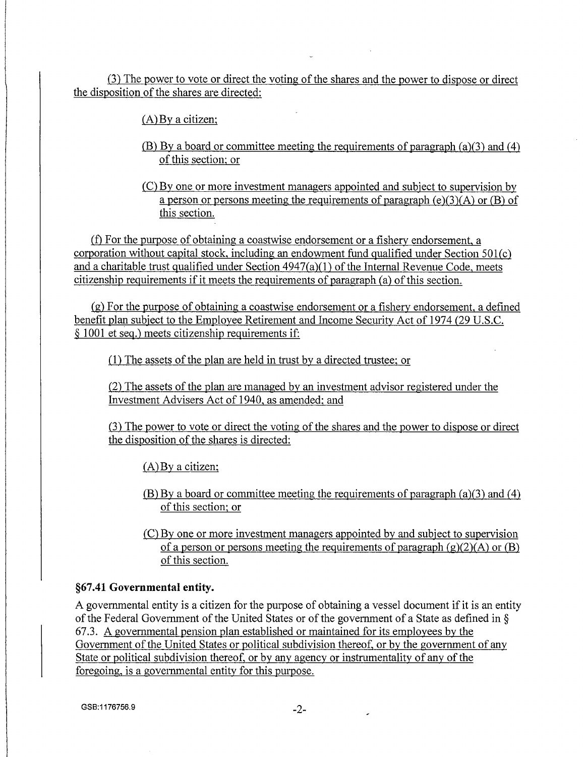(3) The power to vote or direct the voting of the shares and the power to dispose or direct the disposition of the shares are directed:

(A) By a citizen;

(B) By a board or committee meeting the requirements of paragraph (a)(3) and (4) of this section; or

(C) By one or more investment managers appointed and subject to supervision by a person or persons meeting the requirements of paragraph (e)(3)(A) or (B) of this section.

(f) For the purpose of obtaining a coastwise endorsement or a fishery endorsement, a corporation without capital stock, including an endowment fund qualified under Section 501(c) and a charitable trust qualified under Section 4947(a)(1) of the Internal Revenue Code, meets citizenship requirements if it meets the requirements of paragraph (a) of this section.

(g) For the purpose of obtaining a coastwise endorsement or a fishery endorsement, a defined benefit plan subject to the Employee Retirement and Income Security Act of 1974 (29 U.S.C. § 1001 et seq.) meets citizenship requirements if:

(1) The assets of the plan are held in trust by a directed trustee; or

(2) The assets of the plan are managed by an investment advisor registered under the Investment Advisers Act of 1940, as amended; and

(3) The power to vote or direct the voting of the shares and the power to dispose or direct the disposition of the shares is directed:

(A) By a citizen;

(B) By a board or committee meeting the requirements of paragraph (a)(3) and (4) of this section; or

(C) By one or more investment managers appointed by and subject to supervision of a person or persons meeting the requirements of paragraph (g)(2)(A) or (B) of this section.

### §67.41 Governmental entity.

A governmental entity is a citizen for the purpose of obtaining a vessel document if it is an entity of the Federal Government of the United States or of the government of a State as defined in § 67.3. A governmental pension plan established or maintained for its employees by the Government of the United States or political subdivision thereof, or by the government of any State or political subdivision thereof, or by any agency or instrumentality of any of the foregoing, is a governmental entity for this purpose.

GSB:1176756.9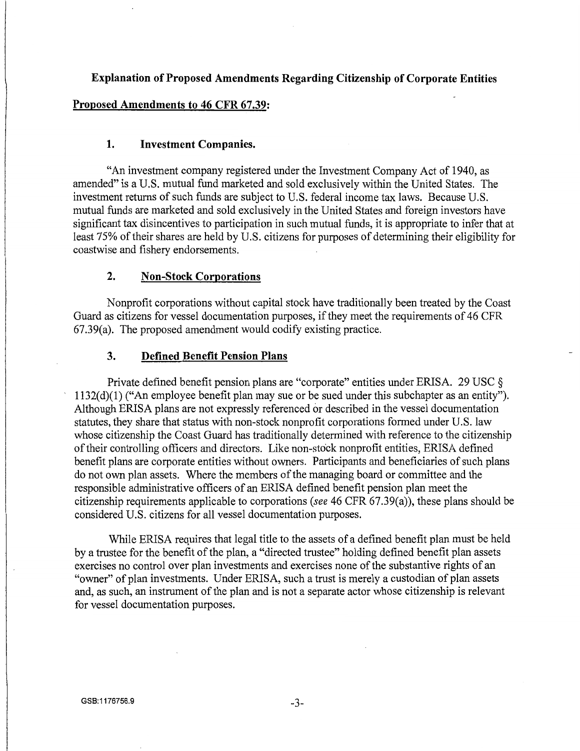**Explanation of Proposed Amendments Regarding Citizenship of Corporate Entities**

**Proposed Amendments to 46 CFR 67.39:**

**1. Investment Companies.**

"An investment company registered under the Investment Company Act of 1940, as amended" is a U.S. mutual fund marketed and sold exclusively within the United States. The investment returns of such funds are subject to U.S. federal income tax laws. Because U.S. mutual funds are marketed and sold exclusively in the United States and foreign investors have significant tax disincentives to participation in such mutual funds, it is appropriate to infer that at least 75% of their shares are held by U.S. citizens for purposes of determining their eligibility for coastwise and fishery endorsements.

**2. Non-Stock Corporations**

Nonprofit corporations without capital stock have traditionally been treated by the Coast Guard as citizens for vessel documentation purposes, if they meet the requirements of 46 CFR 67.39(a). The proposed amendment would codify existing practice.

**3. Defined Benefit Pension Plans**

Private defined benefit pension plans are "corporate" entities under ERISA. 29 USC § 1132(d)(1) ("An employee benefit plan may sue or be sued under this subchapter as an entity"). Although ERISA plans are not expressly referenced or described in the vessel documentation statutes, they share that status with non-stock nonprofit corporations formed under U.S. law whose citizenship the Coast Guard has traditionally determined with reference to the citizenship of their controlling officers and directors. Like non-stock nonprofit entities, ERISA defined benefit plans are corporate entities without owners. Participants and beneficiaries of such plans do not own plan assets. Where the members of the managing board or committee and the responsible administrative officers of an ERISA defined benefit pension plan meet the citizenship requirements applicable to corporations (*see* 46 CFR 67.39(a)), these plans should be considered U.S. citizens for all vessel documentation purposes.

While ERISA requires that legal title to the assets of a defined benefit plan must be held by a trustee for the benefit of the plan, a "directed trustee" holding defined benefit plan assets exercises no control over plan investments and exercises none of the substantive rights of an "owner" of plan investments. Under ERISA, such a trust is merely a custodian of plan assets and, as such, an instrument of the plan and is not a separate actor whose citizenship is relevant for vessel documentation purposes.

GSB:1176756.9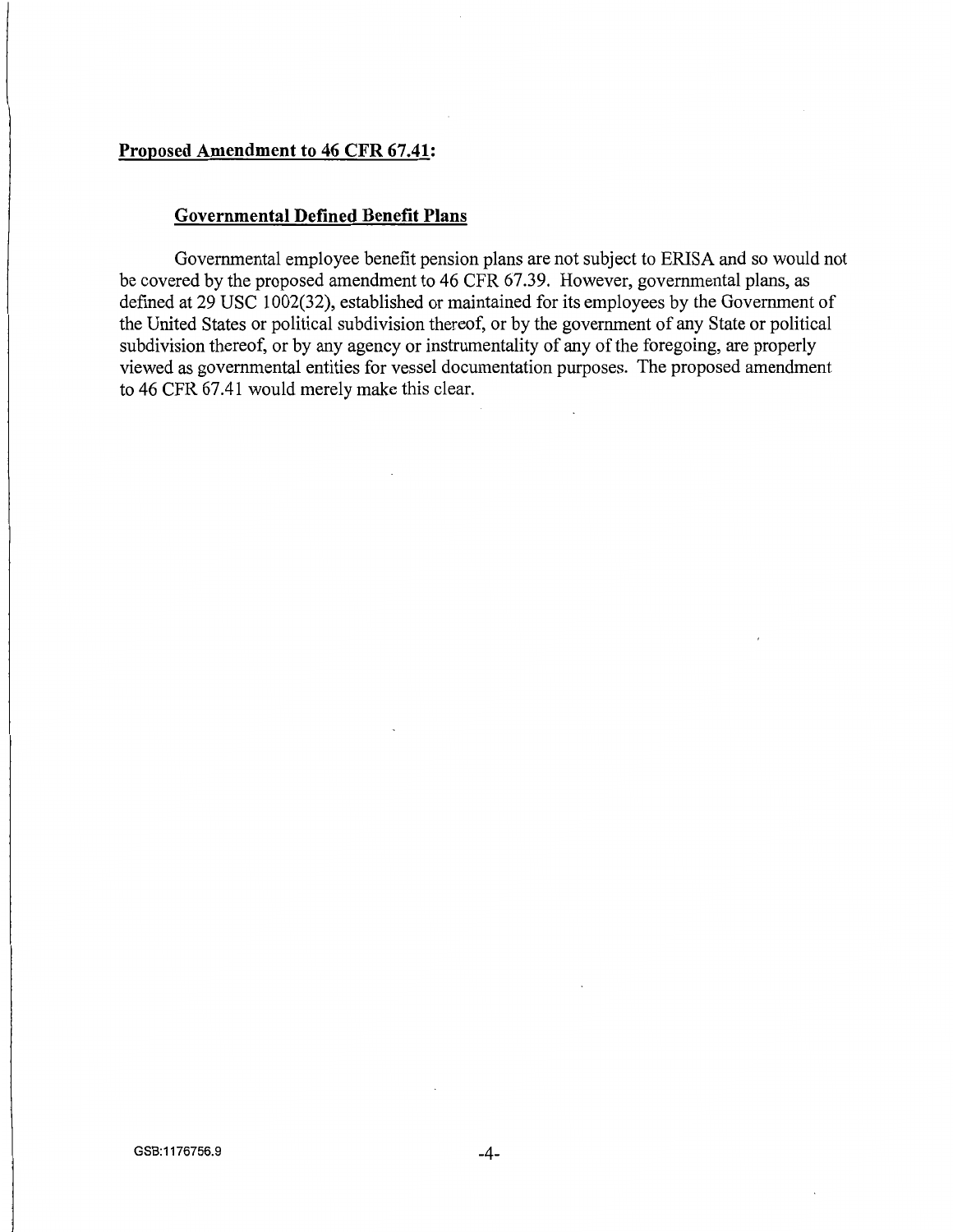**Proposed Amendment to 46 CFR 67.41:**

**Governmental Defined Benefit Plans**

Governmental employee benefit pension plans are not subject to ERISA and so would not be covered by the proposed amendment to 46 CFR 67.39. However, governmental plans, as defined at 29 USC 1002(32), established or maintained for its employees by the Government of the United States or political subdivision thereof, or by the government of any State or political subdivision thereof, or by any agency or instrumentality of any of the foregoing, are properly viewed as governmental entities for vessel documentation purposes. The proposed amendment to 46 CFR 67.41 would merely make this clear.

GSB:1176756.9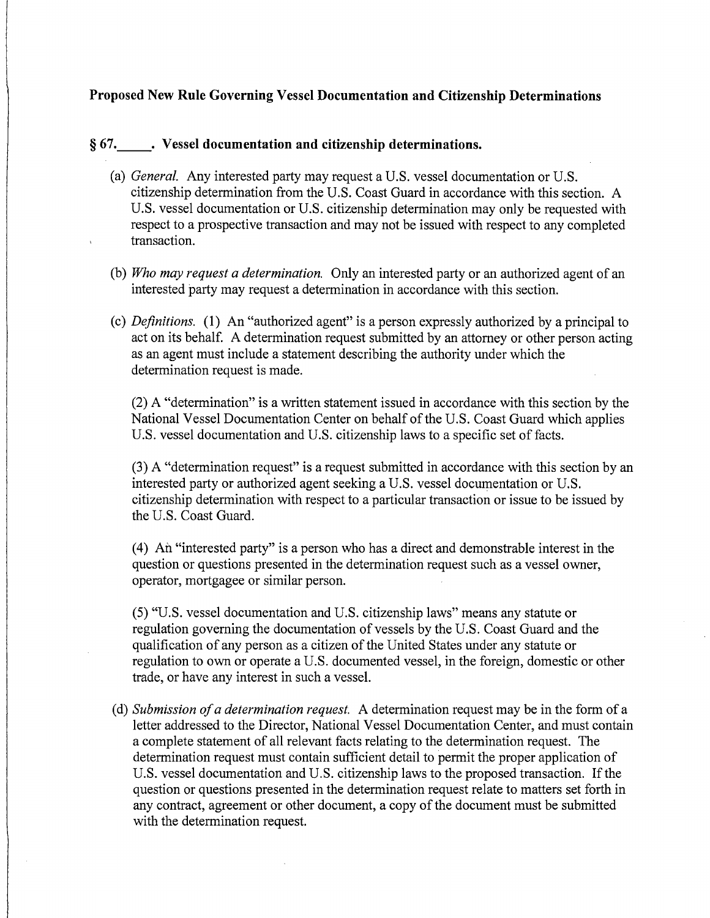**Proposed New Rule Governing Vessel Documentation and Citizenship Determinations**

**§ 67.\_\_\_\_\_. Vessel documentation and citizenship determinations.**

(a) *General.* Any interested party may request a U.S. vessel documentation or U.S. citizenship determination from the U.S. Coast Guard in accordance with this section. A U.S. vessel documentation or U.S. citizenship determination may only be requested with respect to a prospective transaction and may not be issued with respect to any completed transaction.

(b) *Who may request a determination.* Only an interested party or an authorized agent of an interested party may request a determination in accordance with this section.

(c) *Definitions.* (1) An "authorized agent" is a person expressly authorized by a principal to act on its behalf. A determination request submitted by an attorney or other person acting as an agent must include a statement describing the authority under which the determination request is made.

(2) A "determination" is a written statement issued in accordance with this section by the National Vessel Documentation Center on behalf of the U.S. Coast Guard which applies U.S. vessel documentation and U.S. citizenship laws to a specific set of facts.

(3) A "determination request" is a request submitted in accordance with this section by an interested party or authorized agent seeking a U.S. vessel documentation or U.S. citizenship determination with respect to a particular transaction or issue to be issued by the U.S. Coast Guard.

(4) An "interested party" is a person who has a direct and demonstrable interest in the question or questions presented in the determination request such as a vessel owner, operator, mortgagee or similar person.

(5) "U.S. vessel documentation and U.S. citizenship laws" means any statute or regulation governing the documentation of vessels by the U.S. Coast Guard and the qualification of any person as a citizen of the United States under any statute or regulation to own or operate a U.S. documented vessel, in the foreign, domestic or other trade, or have any interest in such a vessel.

(d) *Submission of a determination request.* A determination request may be in the form of a letter addressed to the Director, National Vessel Documentation Center, and must contain a complete statement of all relevant facts relating to the determination request. The determination request must contain sufficient detail to permit the proper application of U.S. vessel documentation and U.S. citizenship laws to the proposed transaction. If the question or questions presented in the determination request relate to matters set forth in any contract, agreement or other document, a copy of the document must be submitted with the determination request.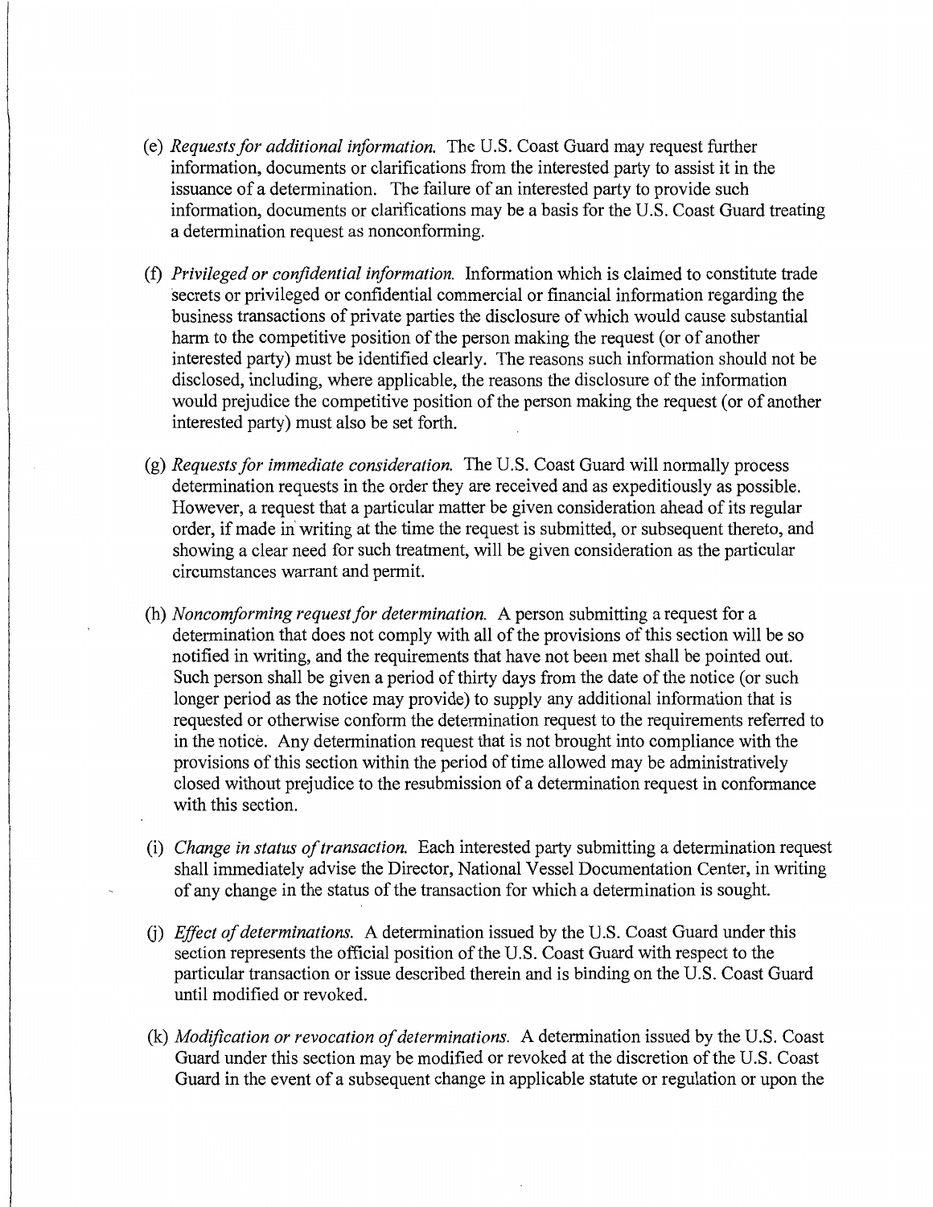(e) *Requests for additional information.* The U.S. Coast Guard may request further information, documents or clarifications from the interested party to assist it in the issuance of a determination. The failure of an interested party to provide such information, documents or clarifications may be a basis for the U.S. Coast Guard treating a determination request as nonconforming.

(f) *Privileged or confidential information.* Information which is claimed to constitute trade secrets or privileged or confidential commercial or financial information regarding the business transactions of private parties the disclosure of which would cause substantial harm to the competitive position of the person making the request (or of another interested party) must be identified clearly. The reasons such information should not be disclosed, including, where applicable, the reasons the disclosure of the information would prejudice the competitive position of the person making the request (or of another interested party) must also be set forth.

(g) *Requests for immediate consideration.* The U.S. Coast Guard will normally process determination requests in the order they are received and as expeditiously as possible. However, a request that a particular matter be given consideration ahead of its regular order, if made in writing at the time the request is submitted, or subsequent thereto, and showing a clear need for such treatment, will be given consideration as the particular circumstances warrant and permit.

(h) *Noncomforming request for determination.* A person submitting a request for a determination that does not comply with all of the provisions of this section will be so notified in writing, and the requirements that have not been met shall be pointed out. Such person shall be given a period of thirty days from the date of the notice (or such longer period as the notice may provide) to supply any additional information that is requested or otherwise conform the determination request to the requirements referred to in the notice. Any determination request that is not brought into compliance with the provisions of this section within the period of time allowed may be administratively closed without prejudice to the resubmission of a determination request in conformance with this section.

(i) *Change in status of transaction.* Each interested party submitting a determination request shall immediately advise the Director, National Vessel Documentation Center, in writing of any change in the status of the transaction for which a determination is sought.

(j) *Effect of determinations.* A determination issued by the U.S. Coast Guard under this section represents the official position of the U.S. Coast Guard with respect to the particular transaction or issue described therein and is binding on the U.S. Coast Guard until modified or revoked.

(k) *Modification or revocation of determinations.* A determination issued by the U.S. Coast Guard under this section may be modified or revoked at the discretion of the U.S. Coast Guard in the event of a subsequent change in applicable statute or regulation or upon the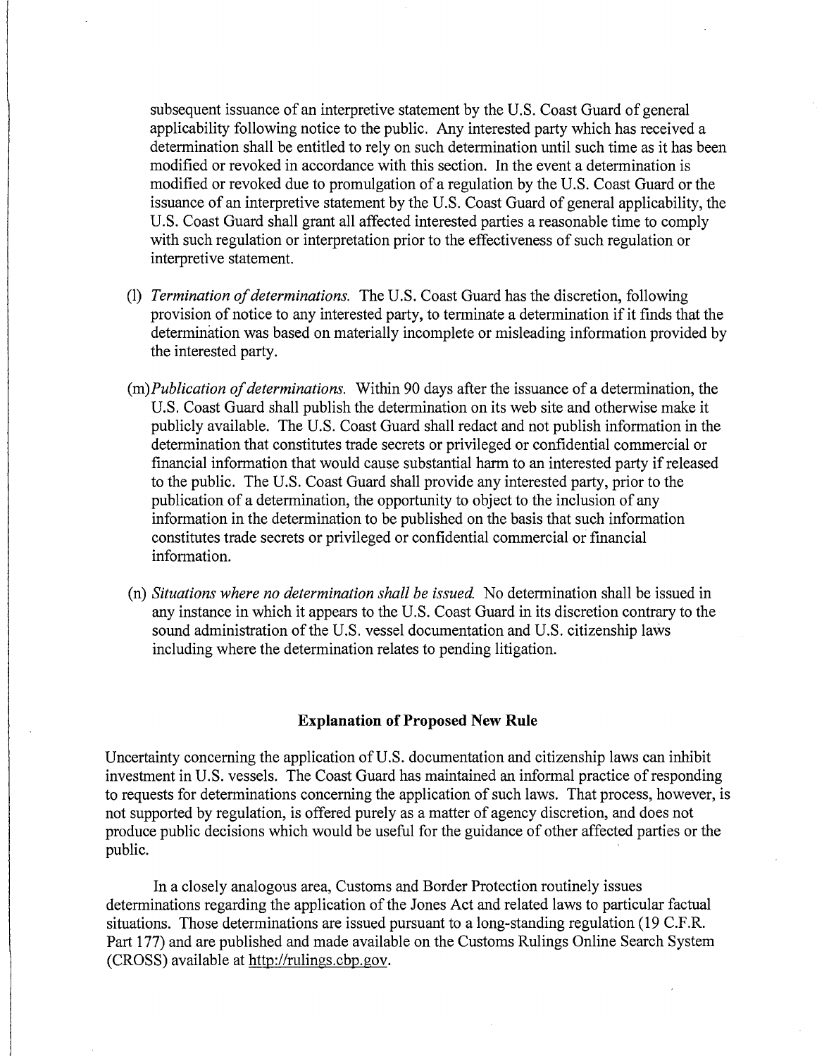subsequent issuance of an interpretive statement by the U.S. Coast Guard of general applicability following notice to the public. Any interested party which has received a determination shall be entitled to rely on such determination until such time as it has been modified or revoked in accordance with this section. In the event a determination is modified or revoked due to promulgation of a regulation by the U.S. Coast Guard or the issuance of an interpretive statement by the U.S. Coast Guard of general applicability, the U.S. Coast Guard shall grant all affected interested parties a reasonable time to comply with such regulation or interpretation prior to the effectiveness of such regulation or interpretive statement.

(l) *Termination of determinations.* The U.S. Coast Guard has the discretion, following provision of notice to any interested party, to terminate a determination if it finds that the determination was based on materially incomplete or misleading information provided by the interested party.

(m) *Publication of determinations.* Within 90 days after the issuance of a determination, the U.S. Coast Guard shall publish the determination on its web site and otherwise make it publicly available. The U.S. Coast Guard shall redact and not publish information in the determination that constitutes trade secrets or privileged or confidential commercial or financial information that would cause substantial harm to an interested party if released to the public. The U.S. Coast Guard shall provide any interested party, prior to the publication of a determination, the opportunity to object to the inclusion of any information in the determination to be published on the basis that such information constitutes trade secrets or privileged or confidential commercial or financial information.

(n) *Situations where no determination shall be issued.* No determination shall be issued in any instance in which it appears to the U.S. Coast Guard in its discretion contrary to the sound administration of the U.S. vessel documentation and U.S. citizenship laws including where the determination relates to pending litigation.

## Explanation of Proposed New Rule

Uncertainty concerning the application of U.S. documentation and citizenship laws can inhibit investment in U.S. vessels. The Coast Guard has maintained an informal practice of responding to requests for determinations concerning the application of such laws. That process, however, is not supported by regulation, is offered purely as a matter of agency discretion, and does not produce public decisions which would be useful for the guidance of other affected parties or the public.

In a closely analogous area, Customs and Border Protection routinely issues determinations regarding the application of the Jones Act and related laws to particular factual situations. Those determinations are issued pursuant to a long-standing regulation (19 C.F.R. Part 177) and are published and made available on the Customs Rulings Online Search System (CROSS) available at http://rulings.cbp.gov.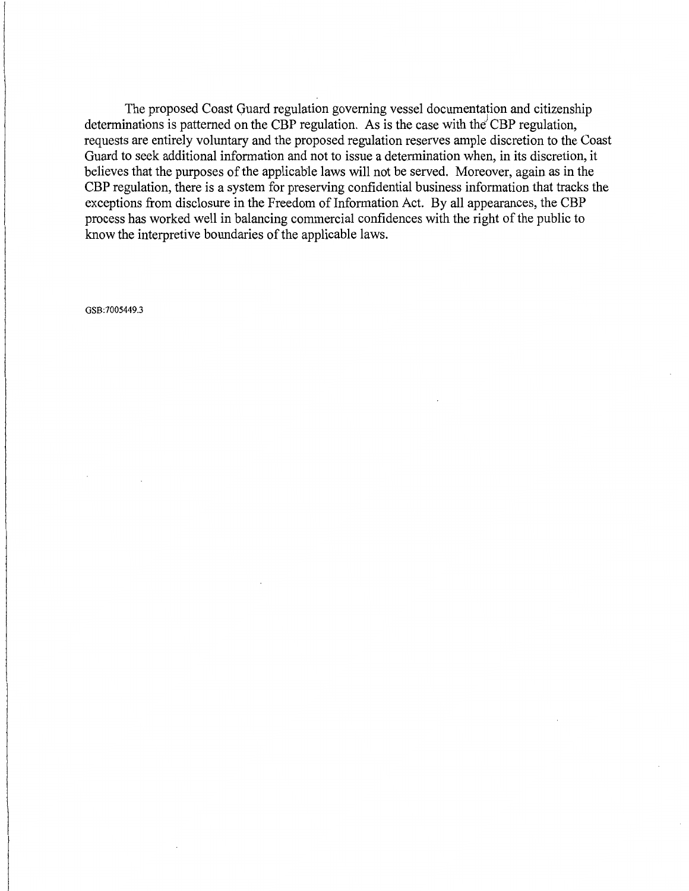The proposed Coast Guard regulation governing vessel documentation and citizenship determinations is patterned on the CBP regulation. As is the case with the CBP regulation, requests are entirely voluntary and the proposed regulation reserves ample discretion to the Coast Guard to seek additional information and not to issue a determination when, in its discretion, it believes that the purposes of the applicable laws will not be served. Moreover, again as in the CBP regulation, there is a system for preserving confidential business information that tracks the exceptions from disclosure in the Freedom of Information Act. By all appearances, the CBP process has worked well in balancing commercial confidences with the right of the public to know the interpretive boundaries of the applicable laws.

GSB:7005449.3